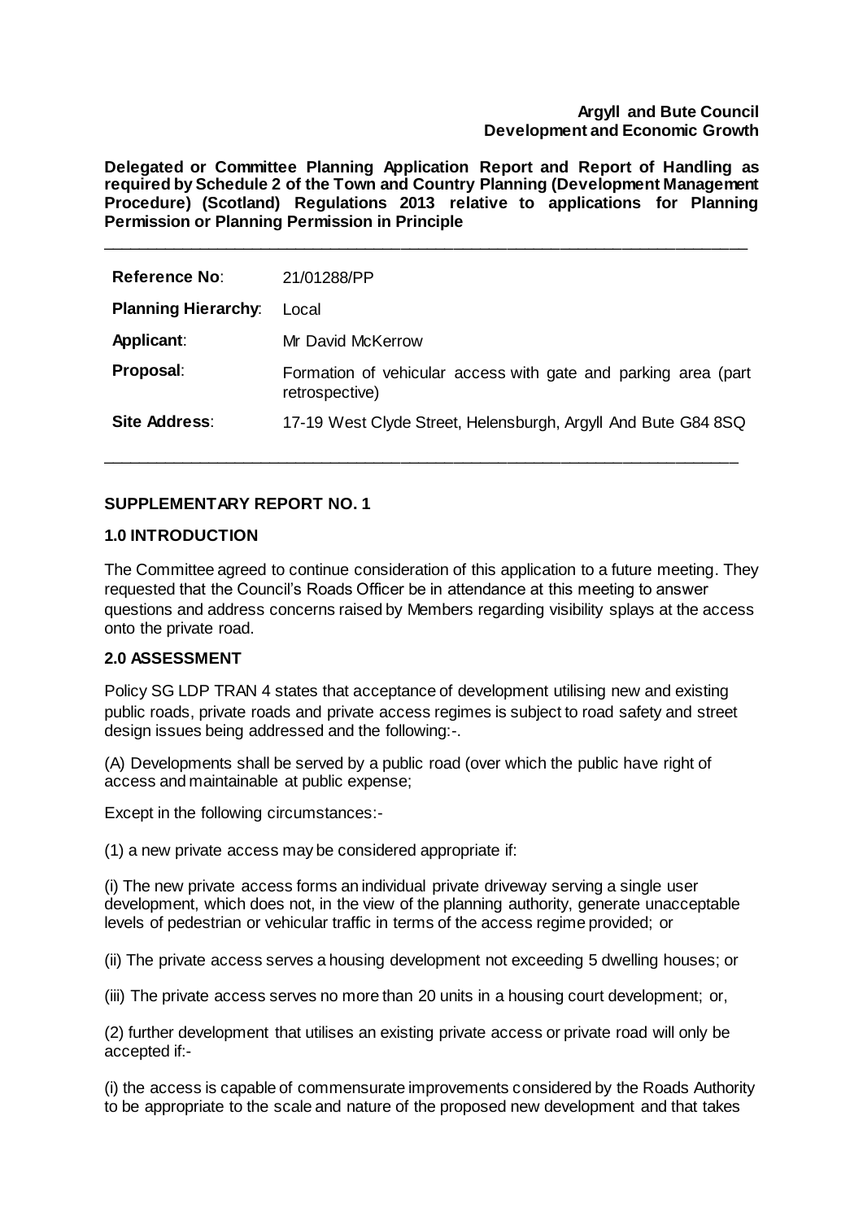**Argyll and Bute Council**
**Development and Economic Growth**

**Delegated or Committee Planning Application Report and Report of Handling as required by Schedule 2 of the Town and Country Planning (Development Management Procedure) (Scotland) Regulations 2013 relative to applications for Planning Permission or Planning Permission in Principle**

---

| | |
|---|---|
| **Reference No**: | 21/01288/PP |
| **Planning Hierarchy**: | Local |
| **Applicant**: | Mr David McKerrow |
| **Proposal**: | Formation of vehicular access with gate and parking area (part retrospective) |
| **Site Address**: | 17-19 West Clyde Street, Helensburgh, Argyll And Bute G84 8SQ |

---

## SUPPLEMENTARY REPORT NO. 1

### 1.0 INTRODUCTION

The Committee agreed to continue consideration of this application to a future meeting. They requested that the Council's Roads Officer be in attendance at this meeting to answer questions and address concerns raised by Members regarding visibility splays at the access onto the private road.

### 2.0 ASSESSMENT

Policy SG LDP TRAN 4 states that acceptance of development utilising new and existing public roads, private roads and private access regimes is subject to road safety and street design issues being addressed and the following:-.

(A) Developments shall be served by a public road (over which the public have right of access and maintainable at public expense;

Except in the following circumstances:-

(1) a new private access may be considered appropriate if:

(i) The new private access forms an individual private driveway serving a single user development, which does not, in the view of the planning authority, generate unacceptable levels of pedestrian or vehicular traffic in terms of the access regime provided; or

(ii) The private access serves a housing development not exceeding 5 dwelling houses; or

(iii) The private access serves no more than 20 units in a housing court development; or,

(2) further development that utilises an existing private access or private road will only be accepted if:-

(i) the access is capable of commensurate improvements considered by the Roads Authority to be appropriate to the scale and nature of the proposed new development and that takes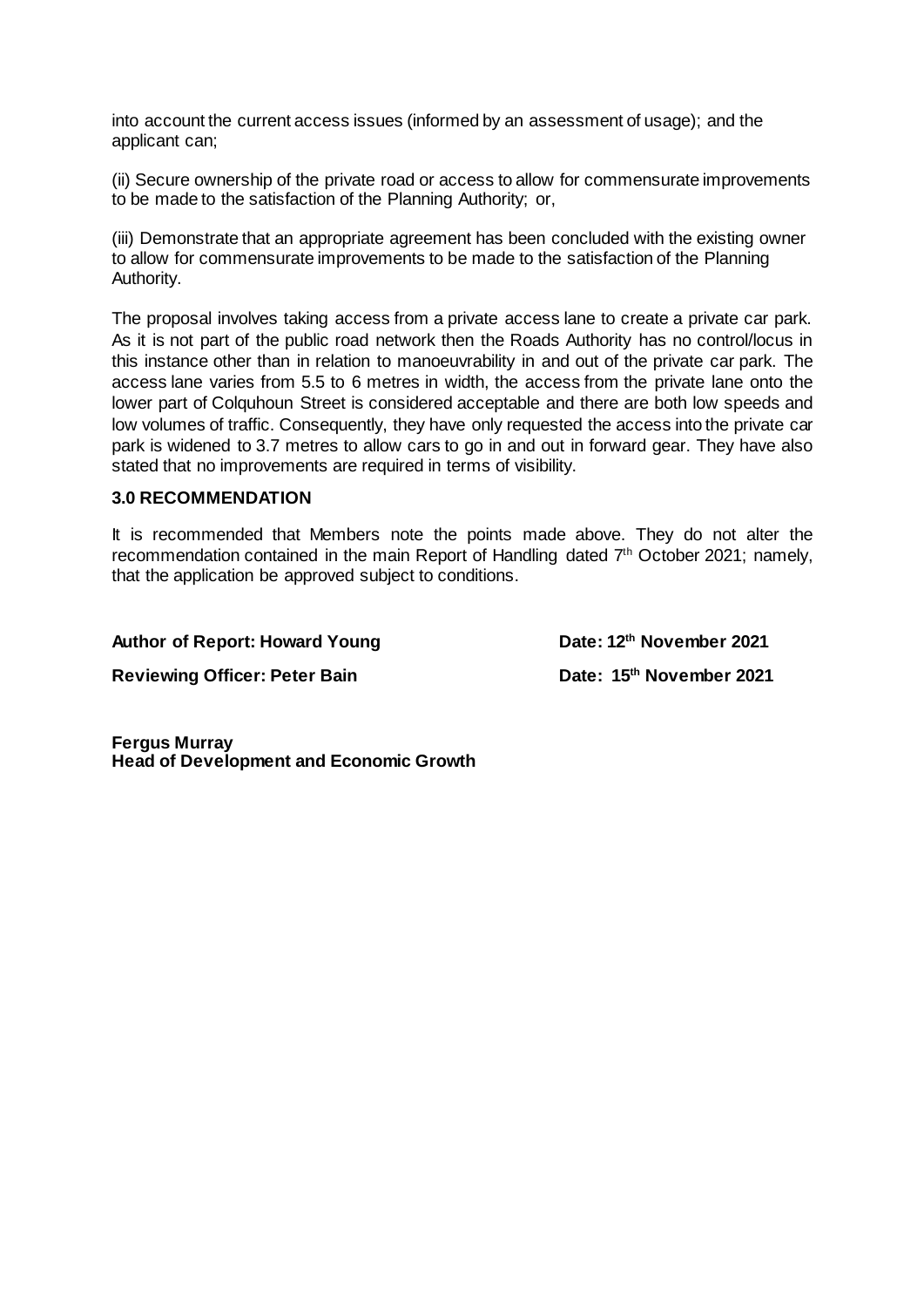into account the current access issues (informed by an assessment of usage); and the applicant can;

(ii) Secure ownership of the private road or access to allow for commensurate improvements to be made to the satisfaction of the Planning Authority; or,

(iii) Demonstrate that an appropriate agreement has been concluded with the existing owner to allow for commensurate improvements to be made to the satisfaction of the Planning Authority.

The proposal involves taking access from a private access lane to create a private car park. As it is not part of the public road network then the Roads Authority has no control/locus in this instance other than in relation to manoeuvrability in and out of the private car park. The access lane varies from 5.5 to 6 metres in width, the access from the private lane onto the lower part of Colquhoun Street is considered acceptable and there are both low speeds and low volumes of traffic. Consequently, they have only requested the access into the private car park is widened to 3.7 metres to allow cars to go in and out in forward gear. They have also stated that no improvements are required in terms of visibility.

### 3.0 RECOMMENDATION

It is recommended that Members note the points made above. They do not alter the recommendation contained in the main Report of Handling dated 7th October 2021; namely, that the application be approved subject to conditions.

**Author of Report: Howard Young** **Date: 12th November 2021**

**Reviewing Officer: Peter Bain** **Date: 15th November 2021**

**Fergus Murray**
**Head of Development and Economic Growth**